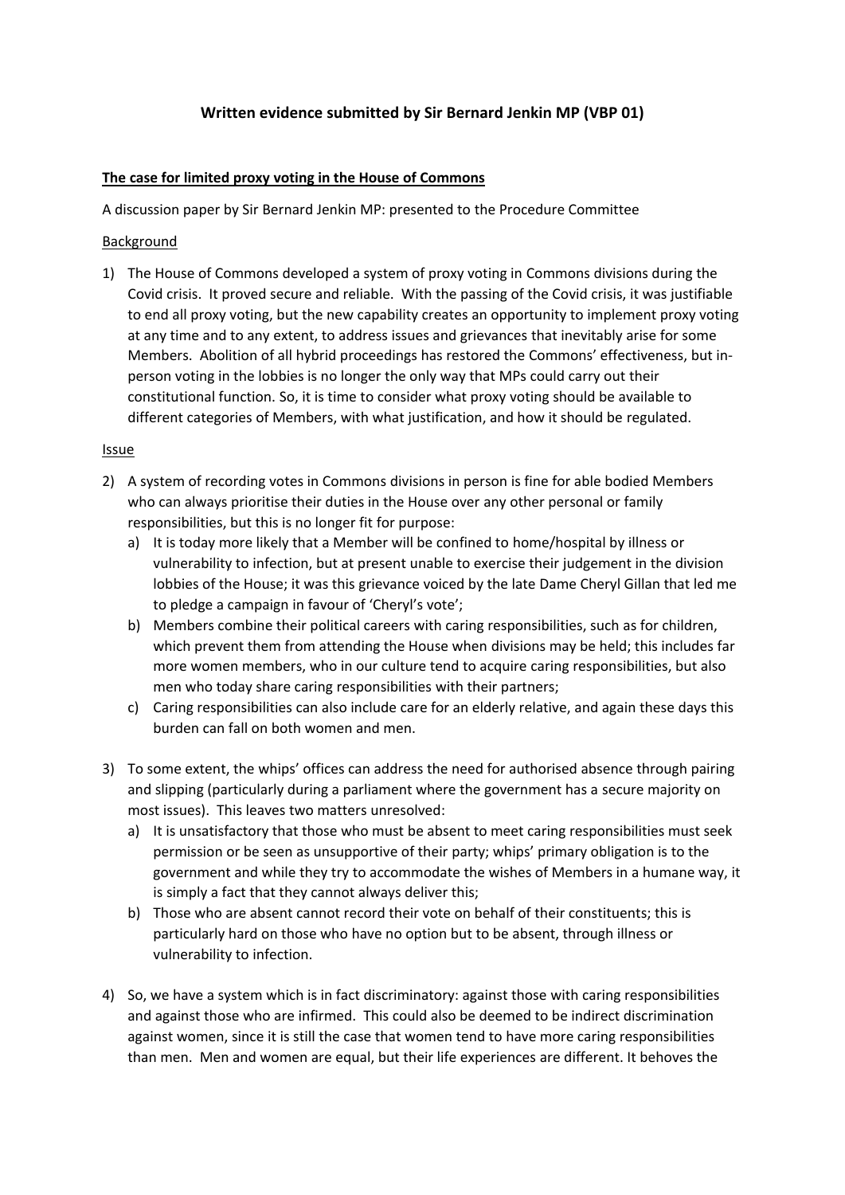# Written evidence submitted by Sir Bernard Jenkin MP (VBP 01)

## The case for limited proxy voting in the House of Commons

A discussion paper by Sir Bernard Jenkin MP: presented to the Procedure Committee

### Background

1) The House of Commons developed a system of proxy voting in Commons divisions during the Covid crisis. It proved secure and reliable. With the passing of the Covid crisis, it was justifiable to end all proxy voting, but the new capability creates an opportunity to implement proxy voting at any time and to any extent, to address issues and grievances that inevitably arise for some Members. Abolition of all hybrid proceedings has restored the Commons' effectiveness, but in-person voting in the lobbies is no longer the only way that MPs could carry out their constitutional function. So, it is time to consider what proxy voting should be available to different categories of Members, with what justification, and how it should be regulated.

### Issue

2) A system of recording votes in Commons divisions in person is fine for able bodied Members who can always prioritise their duties in the House over any other personal or family responsibilities, but this is no longer fit for purpose:
   a) It is today more likely that a Member will be confined to home/hospital by illness or vulnerability to infection, but at present unable to exercise their judgement in the division lobbies of the House; it was this grievance voiced by the late Dame Cheryl Gillan that led me to pledge a campaign in favour of 'Cheryl's vote';
   b) Members combine their political careers with caring responsibilities, such as for children, which prevent them from attending the House when divisions may be held; this includes far more women members, who in our culture tend to acquire caring responsibilities, but also men who today share caring responsibilities with their partners;
   c) Caring responsibilities can also include care for an elderly relative, and again these days this burden can fall on both women and men.

3) To some extent, the whips' offices can address the need for authorised absence through pairing and slipping (particularly during a parliament where the government has a secure majority on most issues). This leaves two matters unresolved:
   a) It is unsatisfactory that those who must be absent to meet caring responsibilities must seek permission or be seen as unsupportive of their party; whips' primary obligation is to the government and while they try to accommodate the wishes of Members in a humane way, it is simply a fact that they cannot always deliver this;
   b) Those who are absent cannot record their vote on behalf of their constituents; this is particularly hard on those who have no option but to be absent, through illness or vulnerability to infection.

4) So, we have a system which is in fact discriminatory: against those with caring responsibilities and against those who are infirmed. This could also be deemed to be indirect discrimination against women, since it is still the case that women tend to have more caring responsibilities than men. Men and women are equal, but their life experiences are different. It behoves the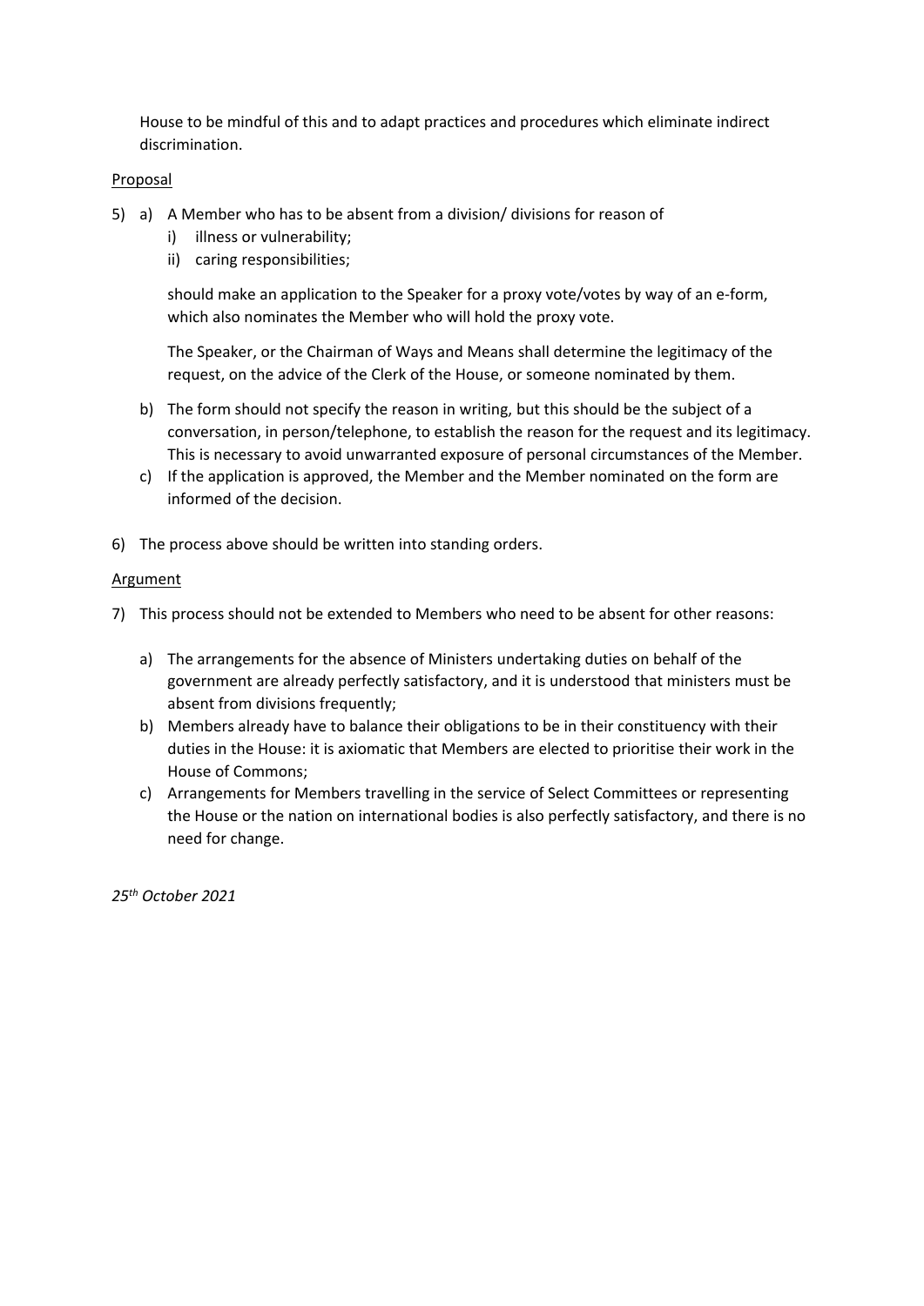House to be mindful of this and to adapt practices and procedures which eliminate indirect discrimination.

Proposal

5) a) A Member who has to be absent from a division/ divisions for reason of

   i) illness or vulnerability;

   ii) caring responsibilities;

   should make an application to the Speaker for a proxy vote/votes by way of an e-form, which also nominates the Member who will hold the proxy vote.

   The Speaker, or the Chairman of Ways and Means shall determine the legitimacy of the request, on the advice of the Clerk of the House, or someone nominated by them.

   b) The form should not specify the reason in writing, but this should be the subject of a conversation, in person/telephone, to establish the reason for the request and its legitimacy. This is necessary to avoid unwarranted exposure of personal circumstances of the Member.

   c) If the application is approved, the Member and the Member nominated on the form are informed of the decision.

6) The process above should be written into standing orders.

Argument

7) This process should not be extended to Members who need to be absent for other reasons:

   a) The arrangements for the absence of Ministers undertaking duties on behalf of the government are already perfectly satisfactory, and it is understood that ministers must be absent from divisions frequently;

   b) Members already have to balance their obligations to be in their constituency with their duties in the House: it is axiomatic that Members are elected to prioritise their work in the House of Commons;

   c) Arrangements for Members travelling in the service of Select Committees or representing the House or the nation on international bodies is also perfectly satisfactory, and there is no need for change.

*25th October 2021*